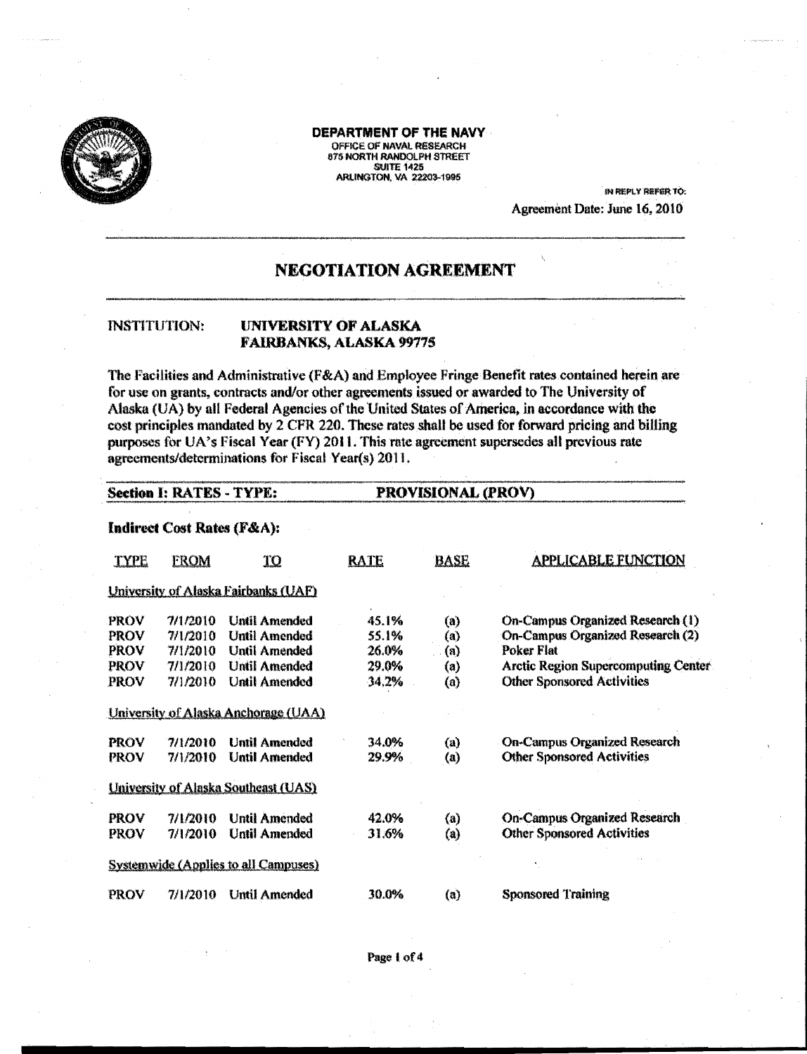**DEPARTMENT OF THE NAVY**
OFFICE OF NAVAL RESEARCH
875 NORTH RANDOLPH STREET
SUITE 1425
ARLINGTON, VA 22203-1995

IN REPLY REFER TO:
Agreement Date: June 16, 2010

## NEGOTIATION AGREEMENT

INSTITUTION: **UNIVERSITY OF ALASKA**
**FAIRBANKS, ALASKA 99775**

The Facilities and Administrative (F&A) and Employee Fringe Benefit rates contained herein are for use on grants, contracts and/or other agreements issued or awarded to The University of Alaska (UA) by all Federal Agencies of the United States of America, in accordance with the cost principles mandated by 2 CFR 220. These rates shall be used for forward pricing and billing purposes for UA's Fiscal Year (FY) 2011. This rate agreement supersedes all previous rate agreements/determinations for Fiscal Year(s) 2011.

**Section I: RATES - TYPE: PROVISIONAL (PROV)**

**Indirect Cost Rates (F&A):**

| TYPE | FROM | TO | RATE | BASE | APPLICABLE FUNCTION |
|---|---|---|---|---|---|
| University of Alaska Fairbanks (UAF) | | | | | |
| PROV | 7/1/2010 | Until Amended | 45.1% | (a) | On-Campus Organized Research (1) |
| PROV | 7/1/2010 | Until Amended | 55.1% | (a) | On-Campus Organized Research (2) |
| PROV | 7/1/2010 | Until Amended | 26.0% | (a) | Poker Flat |
| PROV | 7/1/2010 | Until Amended | 29.0% | (a) | Arctic Region Supercomputing Center |
| PROV | 7/1/2010 | Until Amended | 34.2% | (a) | Other Sponsored Activities |
| University of Alaska Anchorage (UAA) | | | | | |
| PROV | 7/1/2010 | Until Amended | 34.0% | (a) | On-Campus Organized Research |
| PROV | 7/1/2010 | Until Amended | 29.9% | (a) | Other Sponsored Activities |
| University of Alaska Southeast (UAS) | | | | | |
| PROV | 7/1/2010 | Until Amended | 42.0% | (a) | On-Campus Organized Research |
| PROV | 7/1/2010 | Until Amended | 31.6% | (a) | Other Sponsored Activities |
| Systemwide (Applies to all Campuses) | | | | | |
| PROV | 7/1/2010 | Until Amended | 30.0% | (a) | Sponsored Training |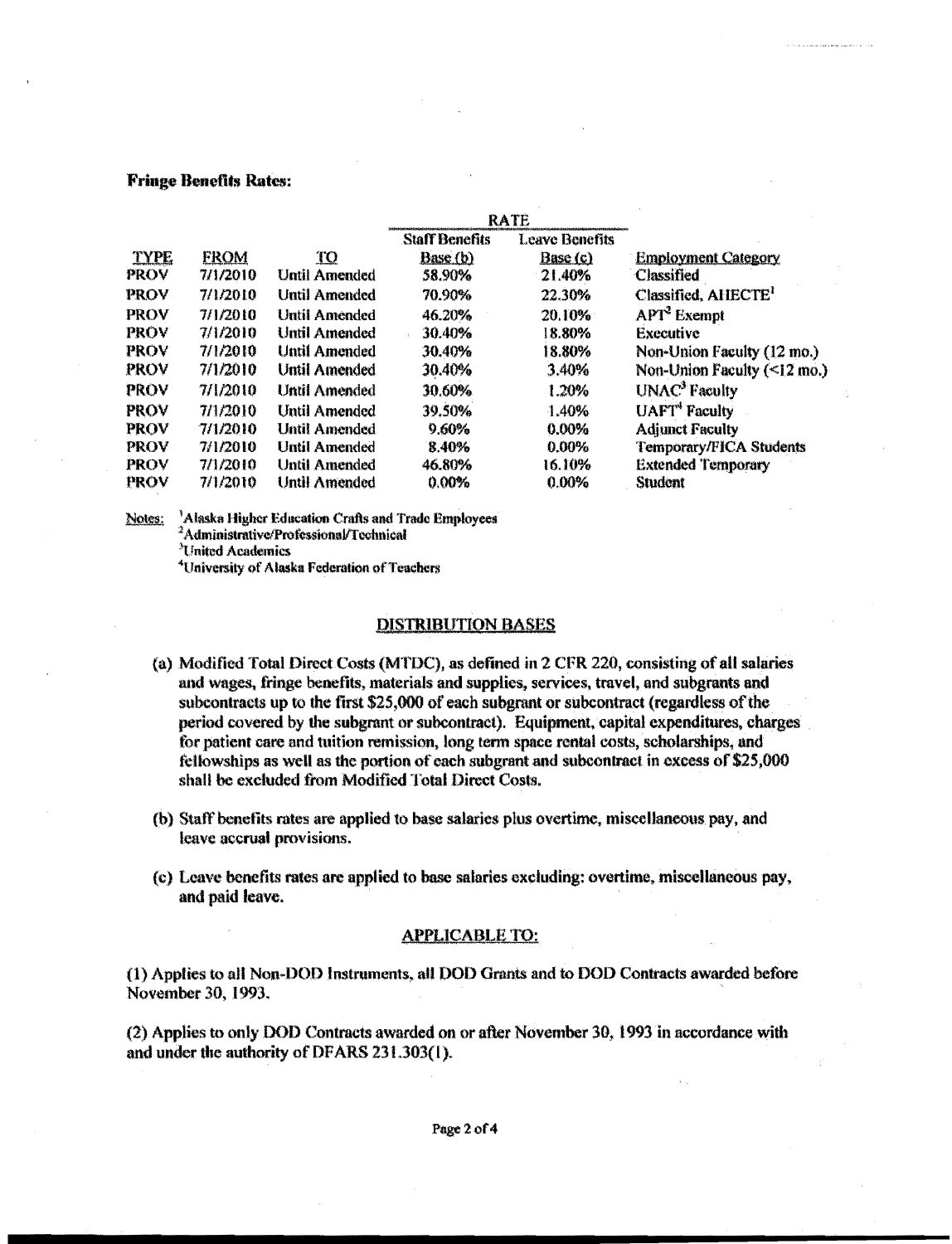**Fringe Benefits Rates:**

| | | | RATE | | |
|---|---|---|---|---|---|
| | | | Staff Benefits | Leave Benefits | |
| TYPE | FROM | TO | Base (b) | Base (c) | Employment Category |
| PROV | 7/1/2010 | Until Amended | 58.90% | 21.40% | Classified |
| PROV | 7/1/2010 | Until Amended | 70.90% | 22.30% | Classified, AHECTE[1] |
| PROV | 7/1/2010 | Until Amended | 46.20% | 20.10% | APT[2] Exempt |
| PROV | 7/1/2010 | Until Amended | 30.40% | 18.80% | Executive |
| PROV | 7/1/2010 | Until Amended | 30.40% | 18.80% | Non-Union Faculty (12 mo.) |
| PROV | 7/1/2010 | Until Amended | 30.40% | 3.40% | Non-Union Faculty (<12 mo.) |
| PROV | 7/1/2010 | Until Amended | 30.60% | 1.20% | UNAC[3] Faculty |
| PROV | 7/1/2010 | Until Amended | 39.50% | 1.40% | UAFT[4] Faculty |
| PROV | 7/1/2010 | Until Amended | 9.60% | 0.00% | Adjunct Faculty |
| PROV | 7/1/2010 | Until Amended | 8.40% | 0.00% | Temporary/FICA Students |
| PROV | 7/1/2010 | Until Amended | 46.80% | 16.10% | Extended Temporary |
| PROV | 7/1/2010 | Until Amended | 0.00% | 0.00% | Student |

Notes:
[1]Alaska Higher Education Crafts and Trade Employees
[2]Administrative/Professional/Technical
[3]United Academics
[4]University of Alaska Federation of Teachers

## DISTRIBUTION BASES

(a) Modified Total Direct Costs (MTDC), as defined in 2 CFR 220, consisting of all salaries and wages, fringe benefits, materials and supplies, services, travel, and subgrants and subcontracts up to the first $25,000 of each subgrant or subcontract (regardless of the period covered by the subgrant or subcontract). Equipment, capital expenditures, charges for patient care and tuition remission, long term space rental costs, scholarships, and fellowships as well as the portion of each subgrant and subcontract in excess of $25,000 shall be excluded from Modified Total Direct Costs.

(b) Staff benefits rates are applied to base salaries plus overtime, miscellaneous pay, and leave accrual provisions.

(c) Leave benefits rates are applied to base salaries excluding: overtime, miscellaneous pay, and paid leave.

## APPLICABLE TO:

(1) Applies to all Non-DOD Instruments, all DOD Grants and to DOD Contracts awarded before November 30, 1993.

(2) Applies to only DOD Contracts awarded on or after November 30, 1993 in accordance with and under the authority of DFARS 231.303(1).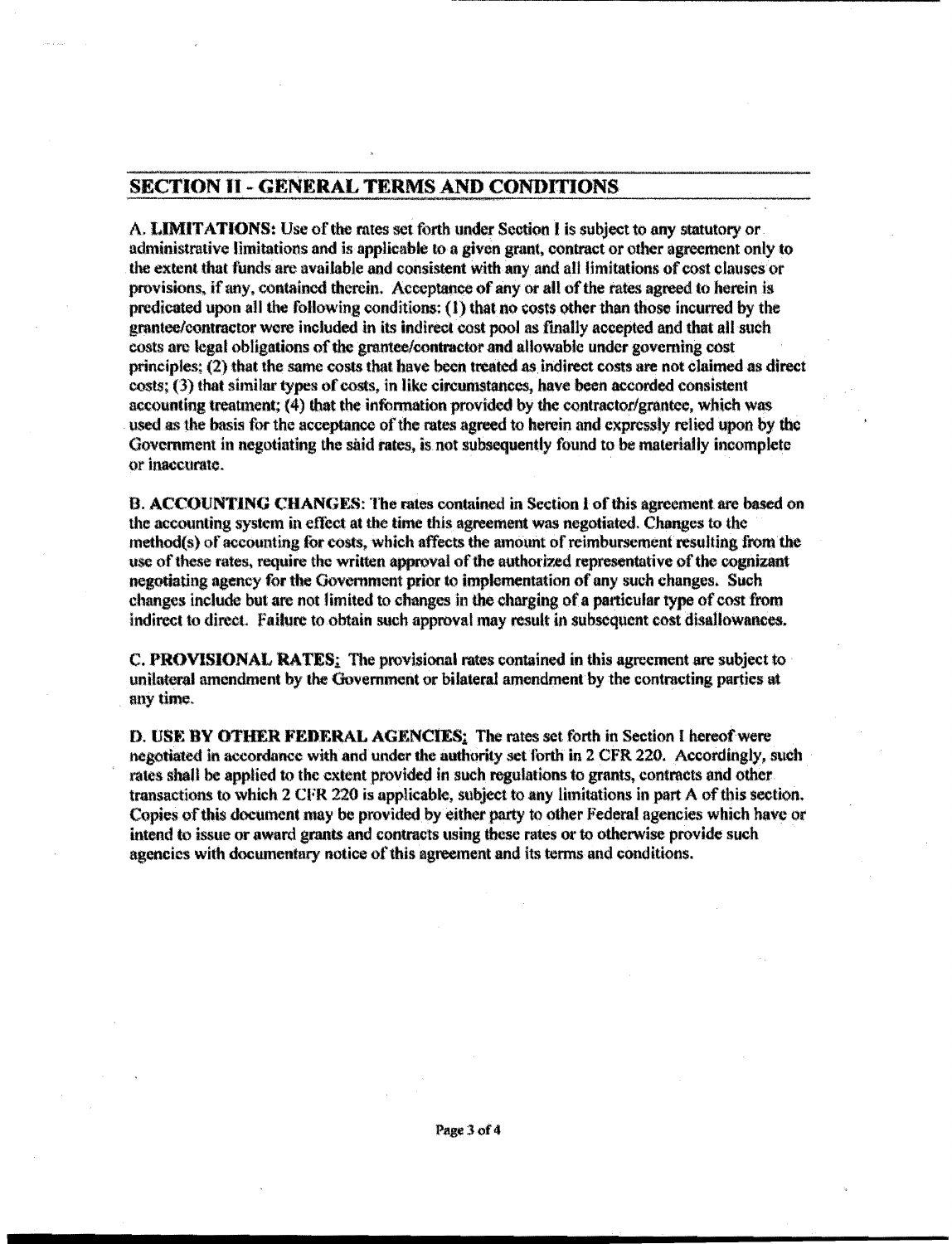## SECTION II - GENERAL TERMS AND CONDITIONS

**A. LIMITATIONS:** Use of the rates set forth under Section I is subject to any statutory or administrative limitations and is applicable to a given grant, contract or other agreement only to the extent that funds are available and consistent with any and all limitations of cost clauses or provisions, if any, contained therein. Acceptance of any or all of the rates agreed to herein is predicated upon all the following conditions: (1) that no costs other than those incurred by the grantee/contractor were included in its indirect cost pool as finally accepted and that all such costs are legal obligations of the grantee/contractor and allowable under governing cost principles; (2) that the same costs that have been treated as indirect costs are not claimed as direct costs; (3) that similar types of costs, in like circumstances, have been accorded consistent accounting treatment; (4) that the information provided by the contractor/grantee, which was used as the basis for the acceptance of the rates agreed to herein and expressly relied upon by the Government in negotiating the said rates, is not subsequently found to be materially incomplete or inaccurate.

**B. ACCOUNTING CHANGES:** The rates contained in Section I of this agreement are based on the accounting system in effect at the time this agreement was negotiated. Changes to the method(s) of accounting for costs, which affects the amount of reimbursement resulting from the use of these rates, require the written approval of the authorized representative of the cognizant negotiating agency for the Government prior to implementation of any such changes. Such changes include but are not limited to changes in the charging of a particular type of cost from indirect to direct. Failure to obtain such approval may result in subsequent cost disallowances.

**C. PROVISIONAL RATES:** The provisional rates contained in this agreement are subject to unilateral amendment by the Government or bilateral amendment by the contracting parties at any time.

**D. USE BY OTHER FEDERAL AGENCIES:** The rates set forth in Section I hereof were negotiated in accordance with and under the authority set forth in 2 CFR 220. Accordingly, such rates shall be applied to the extent provided in such regulations to grants, contracts and other transactions to which 2 CFR 220 is applicable, subject to any limitations in part A of this section. Copies of this document may be provided by either party to other Federal agencies which have or intend to issue or award grants and contracts using these rates or to otherwise provide such agencies with documentary notice of this agreement and its terms and conditions.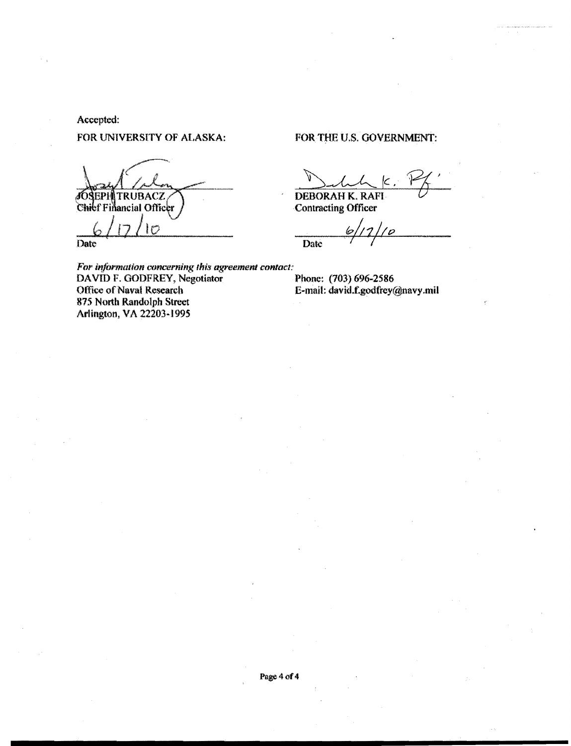Accepted:

FOR UNIVERSITY OF ALASKA:

JOSEPH TRUBACZ
Chief Financial Officer

6/17/10
Date

FOR THE U.S. GOVERNMENT:

DEBORAH K. RAFI
Contracting Officer

6/17/10
Date

*For information concerning this agreement contact:*
DAVID F. GODFREY, Negotiator
Office of Naval Research
875 North Randolph Street
Arlington, VA 22203-1995

Phone: (703) 696-2586
E-mail: david.f.godfrey@navy.mil